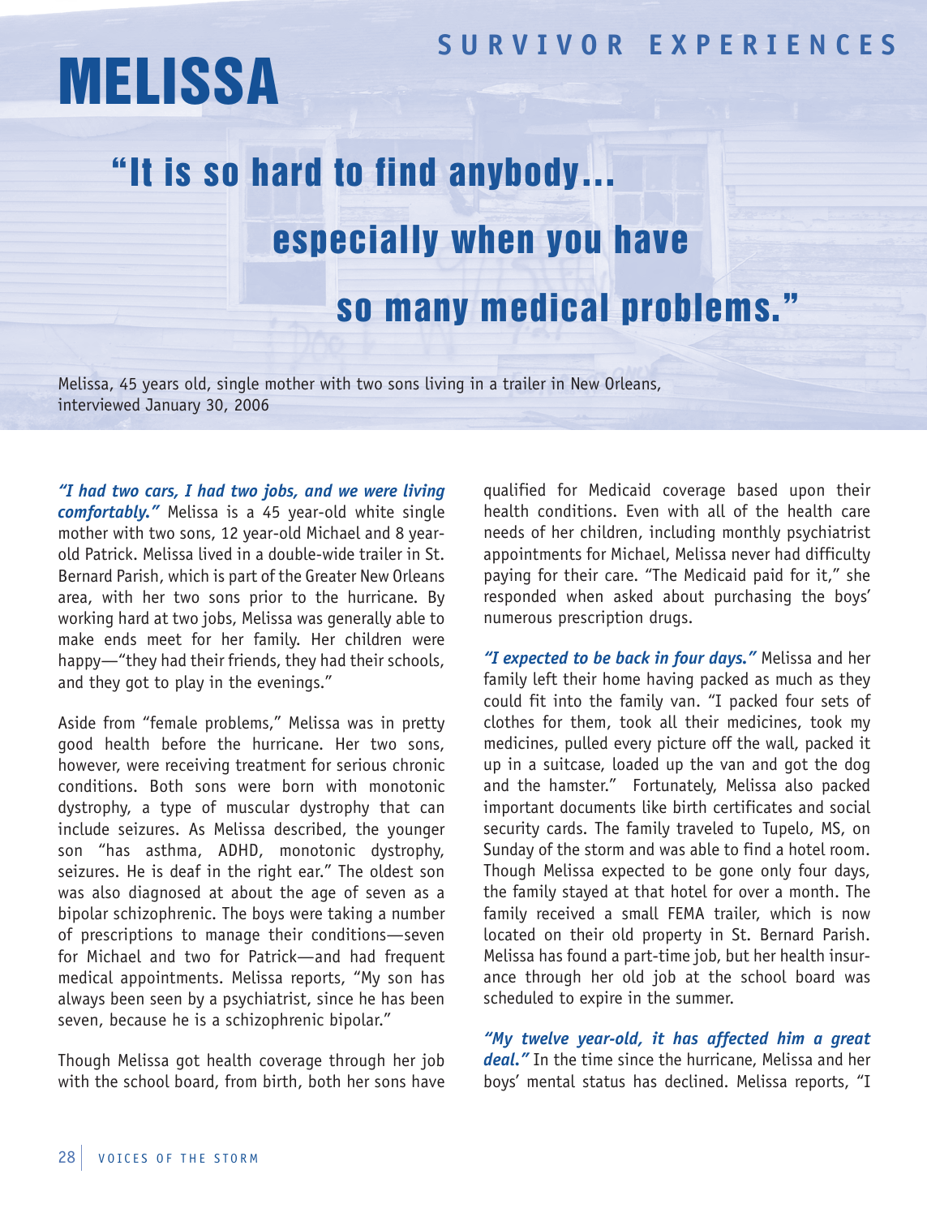## SURVIVOR EXPERIENCES

# MELISSA

## "It is so hard to find anybody... especially when you have so many medical problems."

Melissa, 45 years old, single mother with two sons living in a trailer in New Orleans, interviewed January 30, 2006

***"I had two cars, I had two jobs, and we were living comfortably."*** Melissa is a 45 year-old white single mother with two sons, 12 year-old Michael and 8 year-old Patrick. Melissa lived in a double-wide trailer in St. Bernard Parish, which is part of the Greater New Orleans area, with her two sons prior to the hurricane. By working hard at two jobs, Melissa was generally able to make ends meet for her family. Her children were happy—"they had their friends, they had their schools, and they got to play in the evenings."

Aside from "female problems," Melissa was in pretty good health before the hurricane. Her two sons, however, were receiving treatment for serious chronic conditions. Both sons were born with monotonic dystrophy, a type of muscular dystrophy that can include seizures. As Melissa described, the younger son "has asthma, ADHD, monotonic dystrophy, seizures. He is deaf in the right ear." The oldest son was also diagnosed at about the age of seven as a bipolar schizophrenic. The boys were taking a number of prescriptions to manage their conditions—seven for Michael and two for Patrick—and had frequent medical appointments. Melissa reports, "My son has always been seen by a psychiatrist, since he has been seven, because he is a schizophrenic bipolar."

Though Melissa got health coverage through her job with the school board, from birth, both her sons have qualified for Medicaid coverage based upon their health conditions. Even with all of the health care needs of her children, including monthly psychiatrist appointments for Michael, Melissa never had difficulty paying for their care. "The Medicaid paid for it," she responded when asked about purchasing the boys' numerous prescription drugs.

***"I expected to be back in four days."*** Melissa and her family left their home having packed as much as they could fit into the family van. "I packed four sets of clothes for them, took all their medicines, took my medicines, pulled every picture off the wall, packed it up in a suitcase, loaded up the van and got the dog and the hamster." Fortunately, Melissa also packed important documents like birth certificates and social security cards. The family traveled to Tupelo, MS, on Sunday of the storm and was able to find a hotel room. Though Melissa expected to be gone only four days, the family stayed at that hotel for over a month. The family received a small FEMA trailer, which is now located on their old property in St. Bernard Parish. Melissa has found a part-time job, but her health insurance through her old job at the school board was scheduled to expire in the summer.

***"My twelve year-old, it has affected him a great deal."*** In the time since the hurricane, Melissa and her boys' mental status has declined. Melissa reports, "I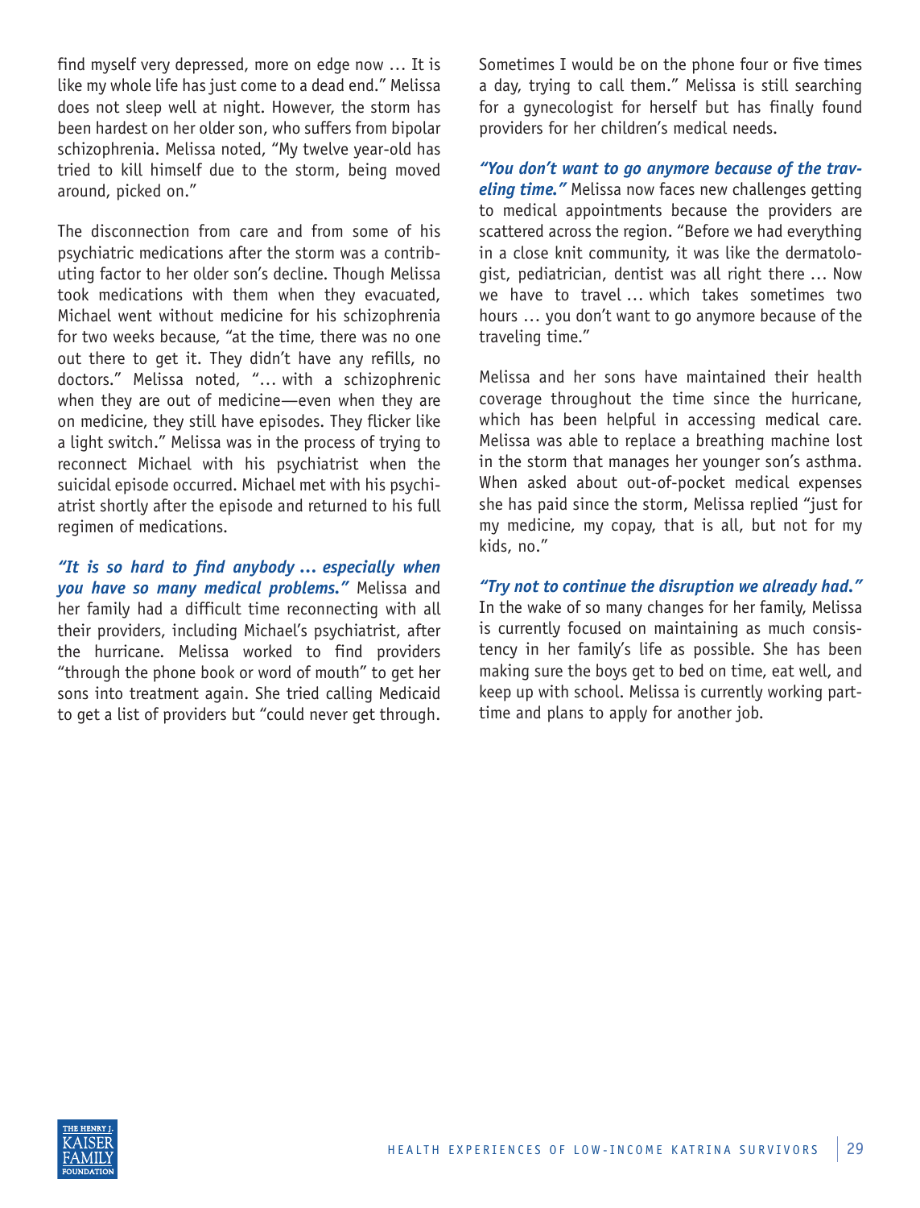find myself very depressed, more on edge now … It is like my whole life has just come to a dead end." Melissa does not sleep well at night. However, the storm has been hardest on her older son, who suffers from bipolar schizophrenia. Melissa noted, "My twelve year-old has tried to kill himself due to the storm, being moved around, picked on."

The disconnection from care and from some of his psychiatric medications after the storm was a contributing factor to her older son's decline. Though Melissa took medications with them when they evacuated, Michael went without medicine for his schizophrenia for two weeks because, "at the time, there was no one out there to get it. They didn't have any refills, no doctors." Melissa noted, "… with a schizophrenic when they are out of medicine—even when they are on medicine, they still have episodes. They flicker like a light switch." Melissa was in the process of trying to reconnect Michael with his psychiatrist when the suicidal episode occurred. Michael met with his psychiatrist shortly after the episode and returned to his full regimen of medications.

***"It is so hard to find anybody … especially when you have so many medical problems."*** Melissa and her family had a difficult time reconnecting with all their providers, including Michael's psychiatrist, after the hurricane. Melissa worked to find providers "through the phone book or word of mouth" to get her sons into treatment again. She tried calling Medicaid to get a list of providers but "could never get through. Sometimes I would be on the phone four or five times a day, trying to call them." Melissa is still searching for a gynecologist for herself but has finally found providers for her children's medical needs.

***"You don't want to go anymore because of the traveling time."*** Melissa now faces new challenges getting to medical appointments because the providers are scattered across the region. "Before we had everything in a close knit community, it was like the dermatologist, pediatrician, dentist was all right there … Now we have to travel … which takes sometimes two hours … you don't want to go anymore because of the traveling time."

Melissa and her sons have maintained their health coverage throughout the time since the hurricane, which has been helpful in accessing medical care. Melissa was able to replace a breathing machine lost in the storm that manages her younger son's asthma. When asked about out-of-pocket medical expenses she has paid since the storm, Melissa replied "just for my medicine, my copay, that is all, but not for my kids, no."

***"Try not to continue the disruption we already had."*** In the wake of so many changes for her family, Melissa is currently focused on maintaining as much consistency in her family's life as possible. She has been making sure the boys get to bed on time, eat well, and keep up with school. Melissa is currently working part-time and plans to apply for another job.